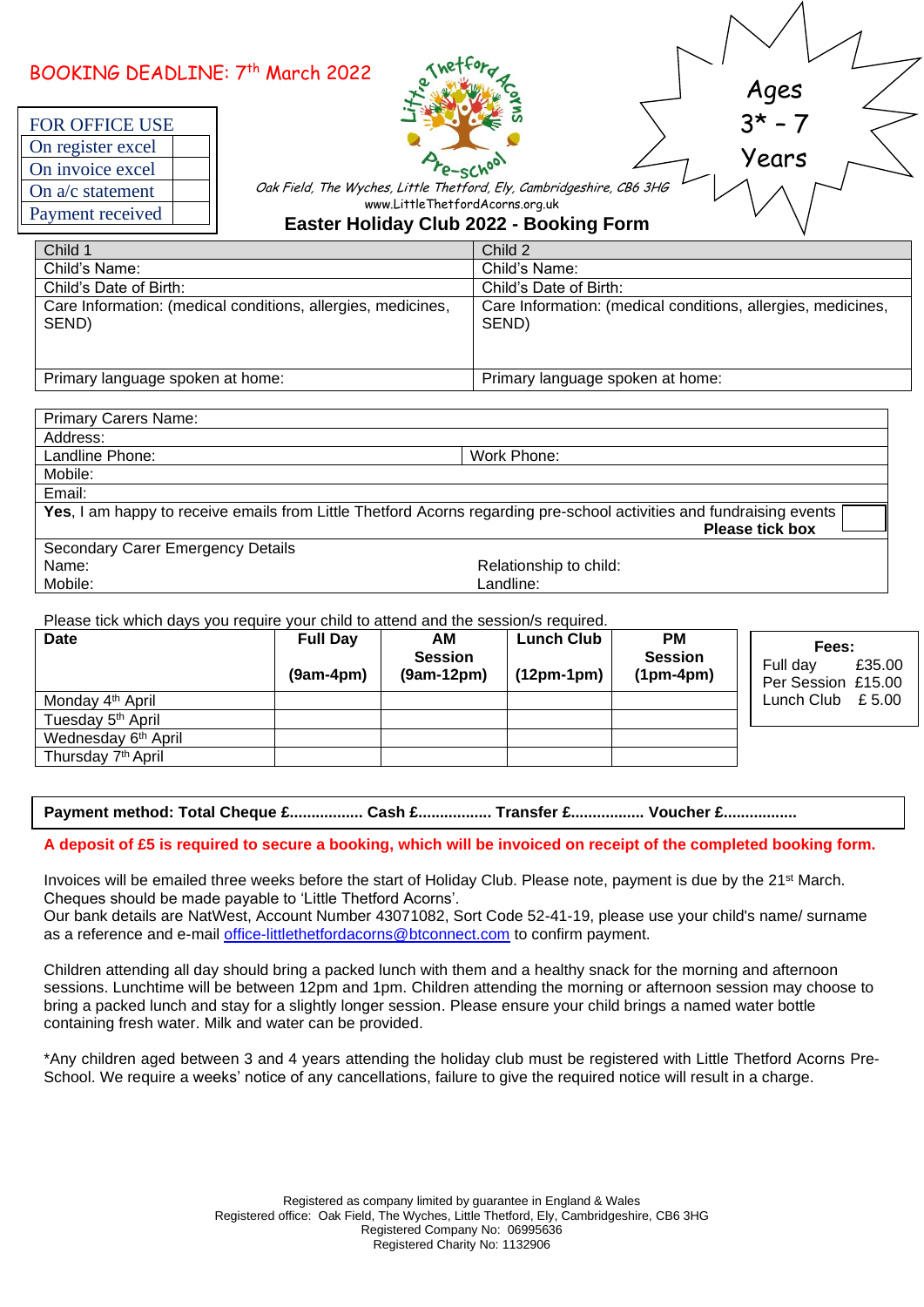BOOKING DEADLINE: 7th March 2022

| FOR OFFICE USE | |
|---|---|
| On register excel | |
| On invoice excel | |
| On a/c statement | |
| Payment received | |

Little Thetford Acorns Pre-school

*Oak Field, The Wyches, Little Thetford, Ely, Cambridgeshire, CB6 3HG*
www.LittleThetfordAcorns.org.uk

Ages 3* – 7 Years

## Easter Holiday Club 2022 - Booking Form

| Child 1 | Child 2 |
|---|---|
| Child's Name: | Child's Name: |
| Child's Date of Birth: | Child's Date of Birth: |
| Care Information: (medical conditions, allergies, medicines, SEND) | Care Information: (medical conditions, allergies, medicines, SEND) |
| Primary language spoken at home: | Primary language spoken at home: |

| | |
|---|---|
| Primary Carers Name: | |
| Address: | |
| Landline Phone: | Work Phone: |
| Mobile: | |
| Email: | |
| **Yes**, I am happy to receive emails from Little Thetford Acorns regarding pre-school activities and fundraising events **Please tick box** ☐ | |
| Secondary Carer Emergency Details | |
| Name: | Relationship to child: |
| Mobile: | Landline: |

Please tick which days you require your child to attend and the session/s required.

| Date | Full Day (9am-4pm) | AM Session (9am-12pm) | Lunch Club (12pm-1pm) | PM Session (1pm-4pm) |
|---|---|---|---|---|
| Monday 4th April | | | | |
| Tuesday 5th April | | | | |
| Wednesday 6th April | | | | |
| Thursday 7th April | | | | |

**Fees:**

| | |
|---|---|
| Full day | £35.00 |
| Per Session | £15.00 |
| Lunch Club | £ 5.00 |

**Payment method: Total Cheque £................. Cash £................. Transfer £................. Voucher £.................**

**A deposit of £5 is required to secure a booking, which will be invoiced on receipt of the completed booking form.**

Invoices will be emailed three weeks before the start of Holiday Club. Please note, payment is due by the 21st March. Cheques should be made payable to 'Little Thetford Acorns'.
Our bank details are NatWest, Account Number 43071082, Sort Code 52-41-19, please use your child's name/ surname as a reference and e-mail office-littlethetfordacorns@btconnect.com to confirm payment.

Children attending all day should bring a packed lunch with them and a healthy snack for the morning and afternoon sessions. Lunchtime will be between 12pm and 1pm. Children attending the morning or afternoon session may choose to bring a packed lunch and stay for a slightly longer session. Please ensure your child brings a named water bottle containing fresh water. Milk and water can be provided.

*Any children aged between 3 and 4 years attending the holiday club must be registered with Little Thetford Acorns Pre-School. We require a weeks' notice of any cancellations, failure to give the required notice will result in a charge.

Registered as company limited by guarantee in England & Wales
Registered office: Oak Field, The Wyches, Little Thetford, Ely, Cambridgeshire, CB6 3HG
Registered Company No: 06995636
Registered Charity No: 1132906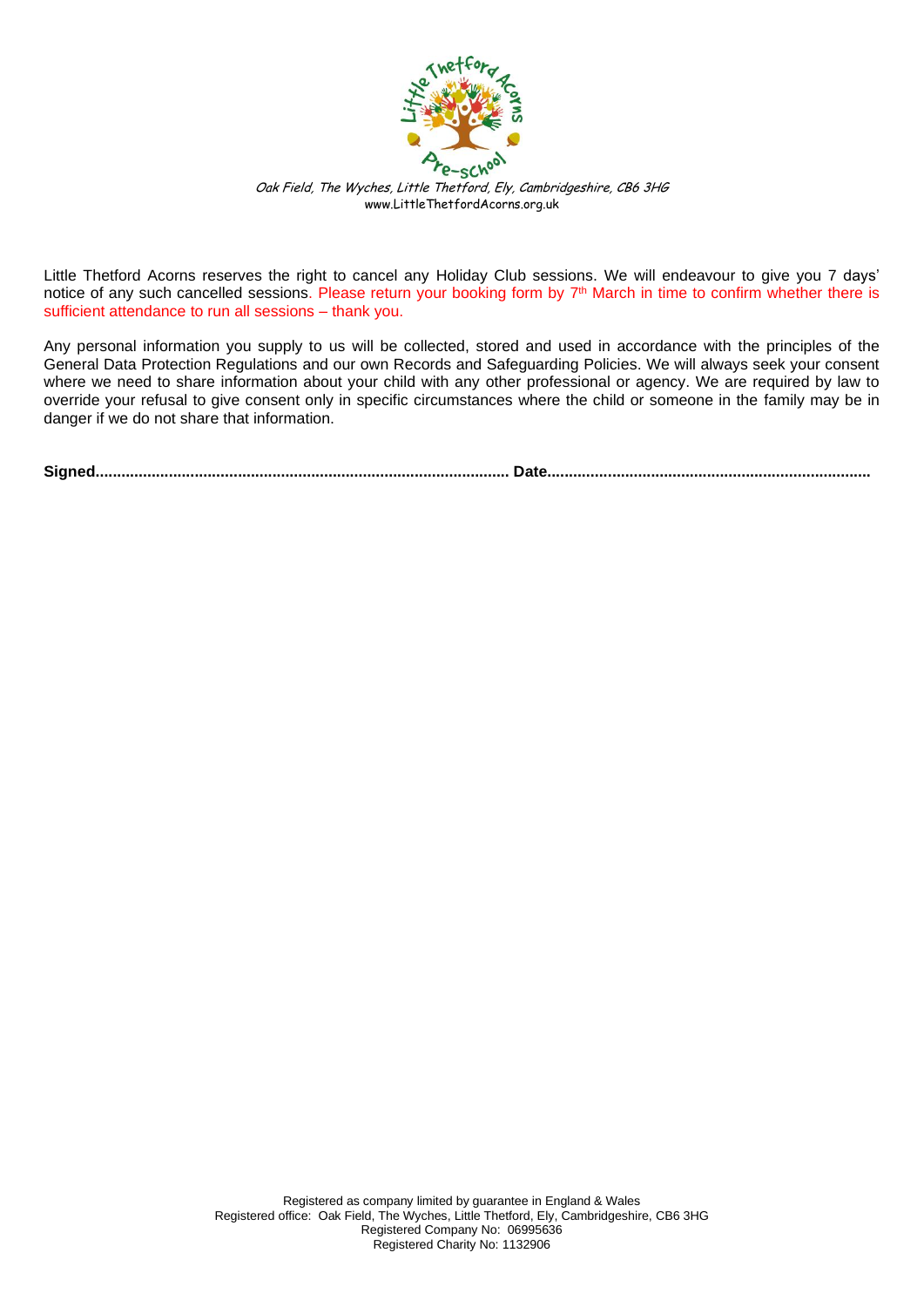Oak Field, The Wyches, Little Thetford, Ely, Cambridgeshire, CB6 3HG
www.LittleThetfordAcorns.org.uk

Little Thetford Acorns reserves the right to cancel any Holiday Club sessions. We will endeavour to give you 7 days' notice of any such cancelled sessions. Please return your booking form by 7th March in time to confirm whether there is sufficient attendance to run all sessions – thank you.

Any personal information you supply to us will be collected, stored and used in accordance with the principles of the General Data Protection Regulations and our own Records and Safeguarding Policies. We will always seek your consent where we need to share information about your child with any other professional or agency. We are required by law to override your refusal to give consent only in specific circumstances where the child or someone in the family may be in danger if we do not share that information.

**Signed............................................................................................... Date..........................................................................**

Registered as company limited by guarantee in England & Wales
Registered office: Oak Field, The Wyches, Little Thetford, Ely, Cambridgeshire, CB6 3HG
Registered Company No: 06995636
Registered Charity No: 1132906